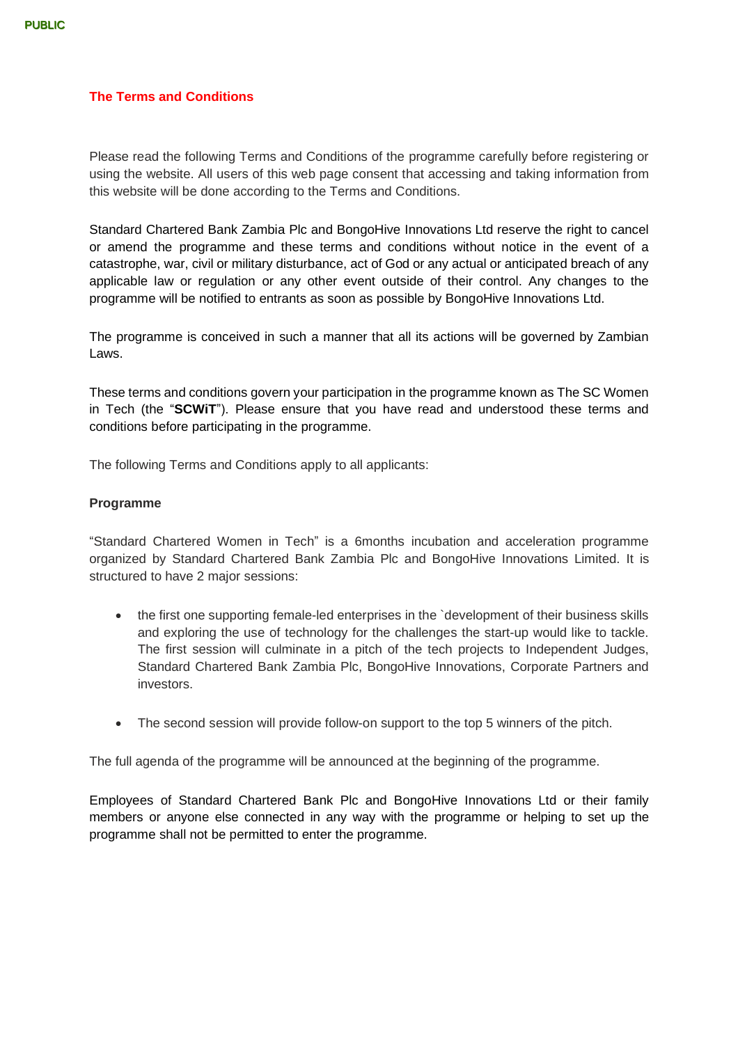PUBLIC

## The Terms and Conditions

Please read the following Terms and Conditions of the programme carefully before registering or using the website. All users of this web page consent that accessing and taking information from this website will be done according to the Terms and Conditions.

Standard Chartered Bank Zambia Plc and BongoHive Innovations Ltd reserve the right to cancel or amend the programme and these terms and conditions without notice in the event of a catastrophe, war, civil or military disturbance, act of God or any actual or anticipated breach of any applicable law or regulation or any other event outside of their control. Any changes to the programme will be notified to entrants as soon as possible by BongoHive Innovations Ltd.

The programme is conceived in such a manner that all its actions will be governed by Zambian Laws.

These terms and conditions govern your participation in the programme known as The SC Women in Tech (the "**SCWiT**"). Please ensure that you have read and understood these terms and conditions before participating in the programme.

The following Terms and Conditions apply to all applicants:

**Programme**

"Standard Chartered Women in Tech" is a 6months incubation and acceleration programme organized by Standard Chartered Bank Zambia Plc and BongoHive Innovations Limited. It is structured to have 2 major sessions:

- the first one supporting female-led enterprises in the `development of their business skills and exploring the use of technology for the challenges the start-up would like to tackle. The first session will culminate in a pitch of the tech projects to Independent Judges, Standard Chartered Bank Zambia Plc, BongoHive Innovations, Corporate Partners and investors.
- The second session will provide follow-on support to the top 5 winners of the pitch.

The full agenda of the programme will be announced at the beginning of the programme.

Employees of Standard Chartered Bank Plc and BongoHive Innovations Ltd or their family members or anyone else connected in any way with the programme or helping to set up the programme shall not be permitted to enter the programme.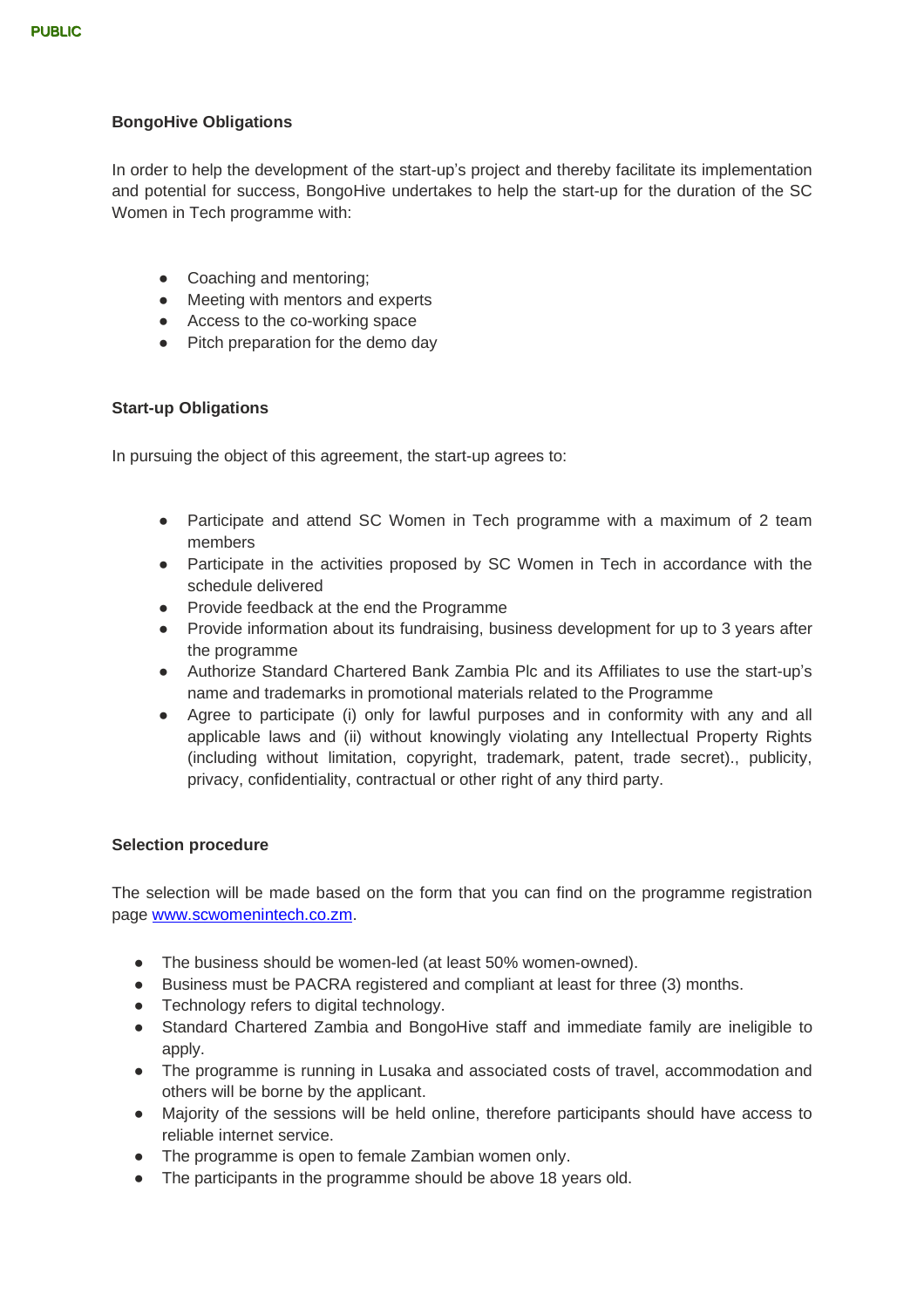**BongoHive Obligations**

In order to help the development of the start-up's project and thereby facilitate its implementation and potential for success, BongoHive undertakes to help the start-up for the duration of the SC Women in Tech programme with:

- Coaching and mentoring;
- Meeting with mentors and experts
- Access to the co-working space
- Pitch preparation for the demo day

**Start-up Obligations**

In pursuing the object of this agreement, the start-up agrees to:

- Participate and attend SC Women in Tech programme with a maximum of 2 team members
- Participate in the activities proposed by SC Women in Tech in accordance with the schedule delivered
- Provide feedback at the end the Programme
- Provide information about its fundraising, business development for up to 3 years after the programme
- Authorize Standard Chartered Bank Zambia Plc and its Affiliates to use the start-up's name and trademarks in promotional materials related to the Programme
- Agree to participate (i) only for lawful purposes and in conformity with any and all applicable laws and (ii) without knowingly violating any Intellectual Property Rights (including without limitation, copyright, trademark, patent, trade secret)., publicity, privacy, confidentiality, contractual or other right of any third party.

**Selection procedure**

The selection will be made based on the form that you can find on the programme registration page [www.scwomenintech.co.zm](www.scwomenintech.co.zm).

- The business should be women-led (at least 50% women-owned).
- Business must be PACRA registered and compliant at least for three (3) months.
- Technology refers to digital technology.
- Standard Chartered Zambia and BongoHive staff and immediate family are ineligible to apply.
- The programme is running in Lusaka and associated costs of travel, accommodation and others will be borne by the applicant.
- Majority of the sessions will be held online, therefore participants should have access to reliable internet service.
- The programme is open to female Zambian women only.
- The participants in the programme should be above 18 years old.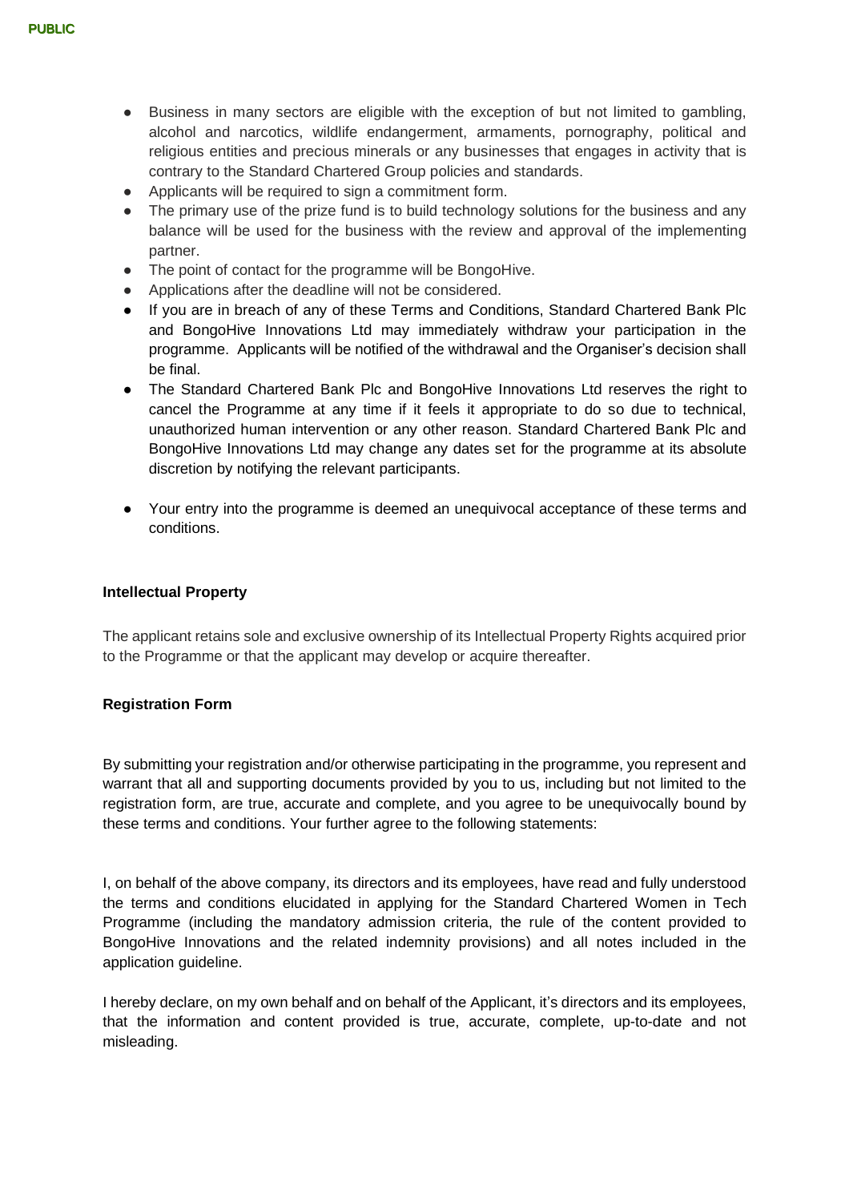- Business in many sectors are eligible with the exception of but not limited to gambling, alcohol and narcotics, wildlife endangerment, armaments, pornography, political and religious entities and precious minerals or any businesses that engages in activity that is contrary to the Standard Chartered Group policies and standards.
- Applicants will be required to sign a commitment form.
- The primary use of the prize fund is to build technology solutions for the business and any balance will be used for the business with the review and approval of the implementing partner.
- The point of contact for the programme will be BongoHive.
- Applications after the deadline will not be considered.
- If you are in breach of any of these Terms and Conditions, Standard Chartered Bank Plc and BongoHive Innovations Ltd may immediately withdraw your participation in the programme. Applicants will be notified of the withdrawal and the Organiser's decision shall be final.
- The Standard Chartered Bank Plc and BongoHive Innovations Ltd reserves the right to cancel the Programme at any time if it feels it appropriate to do so due to technical, unauthorized human intervention or any other reason. Standard Chartered Bank Plc and BongoHive Innovations Ltd may change any dates set for the programme at its absolute discretion by notifying the relevant participants.
- Your entry into the programme is deemed an unequivocal acceptance of these terms and conditions.

**Intellectual Property**

The applicant retains sole and exclusive ownership of its Intellectual Property Rights acquired prior to the Programme or that the applicant may develop or acquire thereafter.

**Registration Form**

By submitting your registration and/or otherwise participating in the programme, you represent and warrant that all and supporting documents provided by you to us, including but not limited to the registration form, are true, accurate and complete, and you agree to be unequivocally bound by these terms and conditions. Your further agree to the following statements:

I, on behalf of the above company, its directors and its employees, have read and fully understood the terms and conditions elucidated in applying for the Standard Chartered Women in Tech Programme (including the mandatory admission criteria, the rule of the content provided to BongoHive Innovations and the related indemnity provisions) and all notes included in the application guideline.

I hereby declare, on my own behalf and on behalf of the Applicant, it's directors and its employees, that the information and content provided is true, accurate, complete, up-to-date and not misleading.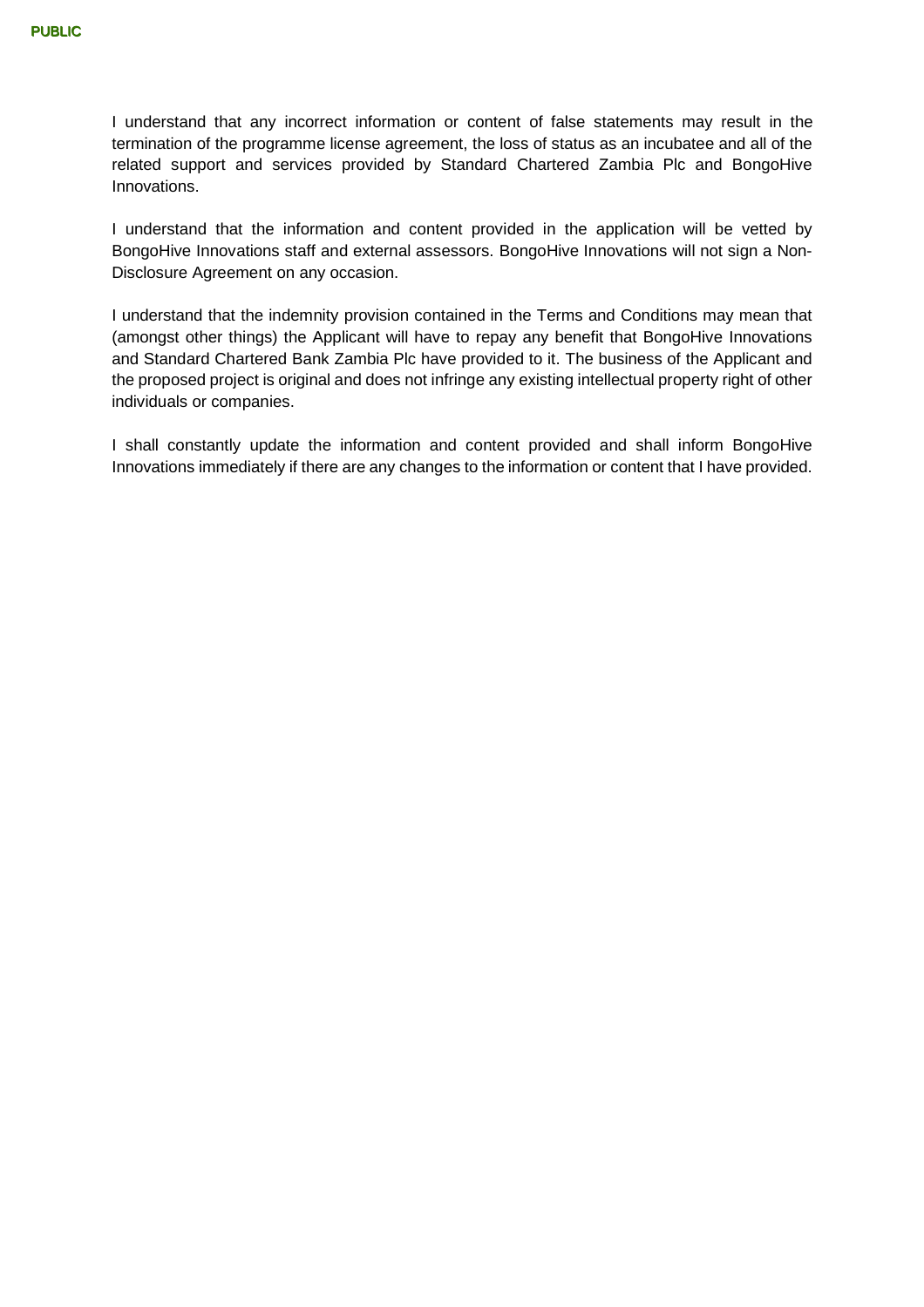I understand that any incorrect information or content of false statements may result in the termination of the programme license agreement, the loss of status as an incubatee and all of the related support and services provided by Standard Chartered Zambia Plc and BongoHive Innovations.

I understand that the information and content provided in the application will be vetted by BongoHive Innovations staff and external assessors. BongoHive Innovations will not sign a Non-Disclosure Agreement on any occasion.

I understand that the indemnity provision contained in the Terms and Conditions may mean that (amongst other things) the Applicant will have to repay any benefit that BongoHive Innovations and Standard Chartered Bank Zambia Plc have provided to it. The business of the Applicant and the proposed project is original and does not infringe any existing intellectual property right of other individuals or companies.

I shall constantly update the information and content provided and shall inform BongoHive Innovations immediately if there are any changes to the information or content that I have provided.